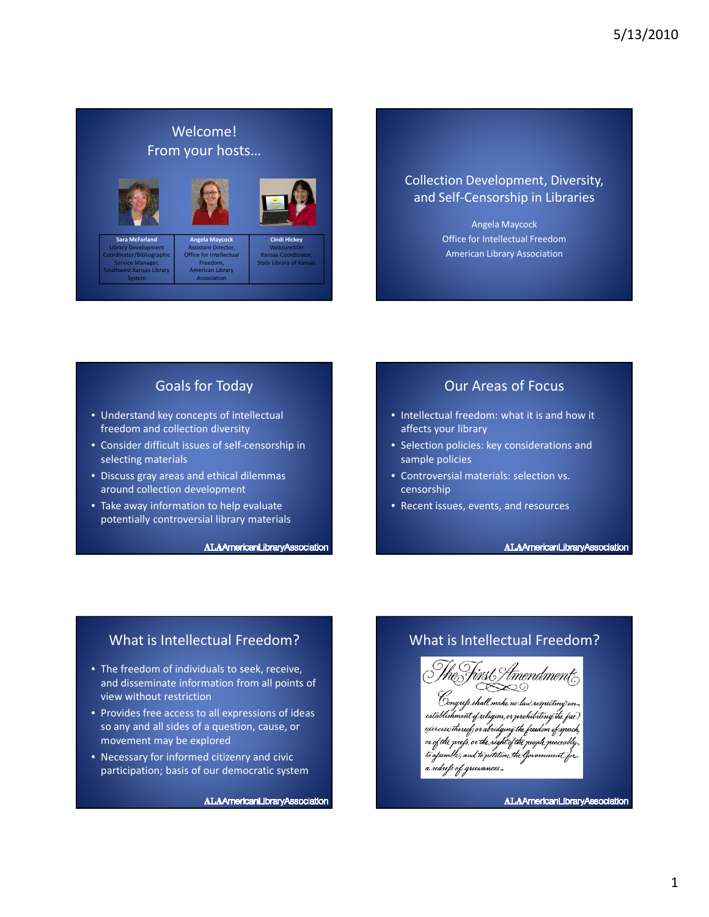## Welcome! From your hosts…

| Sara McFarland | Angela Maycock | Cindi Hickey |
|---|---|---|
| Library Development Coordinator/Bibliographic Service Manager, Southwest Kansas Library System | Assistant Director, Office for Intellectual Freedom, American Library Association | WebJunction Kansas Coordinator, State Library of Kansas |

## Collection Development, Diversity, and Self-Censorship in Libraries

Angela Maycock
Office for Intellectual Freedom
American Library Association

## Goals for Today

- Understand key concepts of intellectual freedom and collection diversity
- Consider difficult issues of self-censorship in selecting materials
- Discuss gray areas and ethical dilemmas around collection development
- Take away information to help evaluate potentially controversial library materials

ALA American Library Association

## Our Areas of Focus

- Intellectual freedom: what it is and how it affects your library
- Selection policies: key considerations and sample policies
- Controversial materials: selection vs. censorship
- Recent issues, events, and resources

ALA American Library Association

## What is Intellectual Freedom?

- The freedom of individuals to seek, receive, and disseminate information from all points of view without restriction
- Provides free access to all expressions of ideas so any and all sides of a question, cause, or movement may be explored
- Necessary for informed citizenry and civic participation; basis of our democratic system

ALA American Library Association

## What is Intellectual Freedom?

The First Amendment

Congress shall make no law respecting an establishment of religion, or prohibiting the free exercise thereof; or abridging the freedom of speech, or of the press, or the right of the people peaceably to assemble, and to petition the Government for a redress of grievances.

ALA American Library Association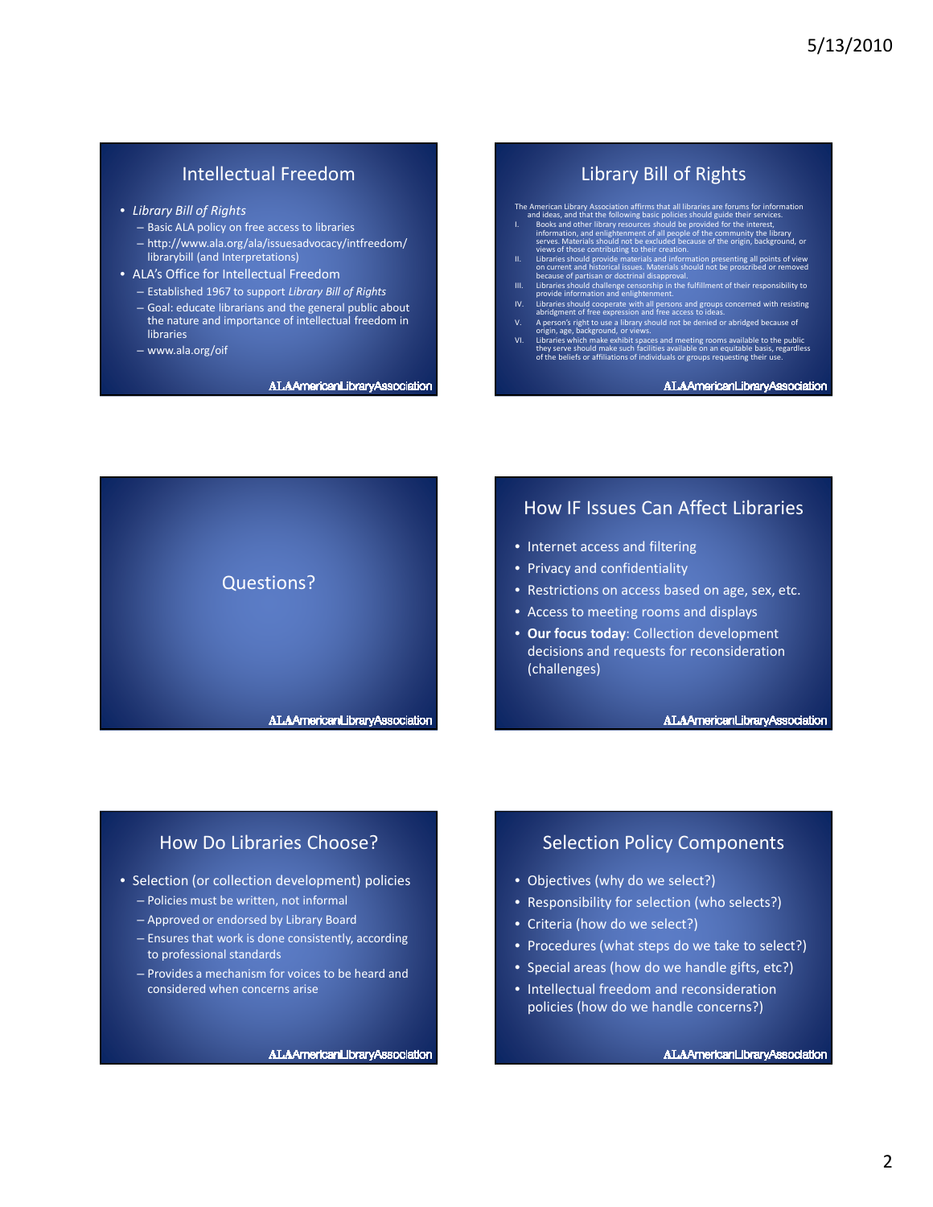## Intellectual Freedom

- *Library Bill of Rights*
  - Basic ALA policy on free access to libraries
  - http://www.ala.org/ala/issuesadvocacy/intfreedom/librarybill (and Interpretations)
- ALA's Office for Intellectual Freedom
  - Established 1967 to support *Library Bill of Rights*
  - Goal: educate librarians and the general public about the nature and importance of intellectual freedom in libraries
  - www.ala.org/oif

ALA American Library Association

## Library Bill of Rights

The American Library Association affirms that all libraries are forums for information and ideas, and that the following basic policies should guide their services.

I. Books and other library resources should be provided for the interest, information, and enlightenment of all people of the community the library serves. Materials should not be excluded because of the origin, background, or views of those contributing to their creation.

II. Libraries should provide materials and information presenting all points of view on current and historical issues. Materials should not be proscribed or removed because of partisan or doctrinal disapproval.

III. Libraries should challenge censorship in the fulfillment of their responsibility to provide information and enlightenment.

IV. Libraries should cooperate with all persons and groups concerned with resisting abridgment of free expression and free access to ideas.

V. A person's right to use a library should not be denied or abridged because of origin, age, background, or views.

VI. Libraries which make exhibit spaces and meeting rooms available to the public they serve should make such facilities available on an equitable basis, regardless of the beliefs or affiliations of individuals or groups requesting their use.

ALA American Library Association

## Questions?

ALA American Library Association

## How IF Issues Can Affect Libraries

- Internet access and filtering
- Privacy and confidentiality
- Restrictions on access based on age, sex, etc.
- Access to meeting rooms and displays
- **Our focus today**: Collection development decisions and requests for reconsideration (challenges)

ALA American Library Association

## How Do Libraries Choose?

- Selection (or collection development) policies
  - Policies must be written, not informal
  - Approved or endorsed by Library Board
  - Ensures that work is done consistently, according to professional standards
  - Provides a mechanism for voices to be heard and considered when concerns arise

ALA American Library Association

## Selection Policy Components

- Objectives (why do we select?)
- Responsibility for selection (who selects?)
- Criteria (how do we select?)
- Procedures (what steps do we take to select?)
- Special areas (how do we handle gifts, etc?)
- Intellectual freedom and reconsideration policies (how do we handle concerns?)

ALA American Library Association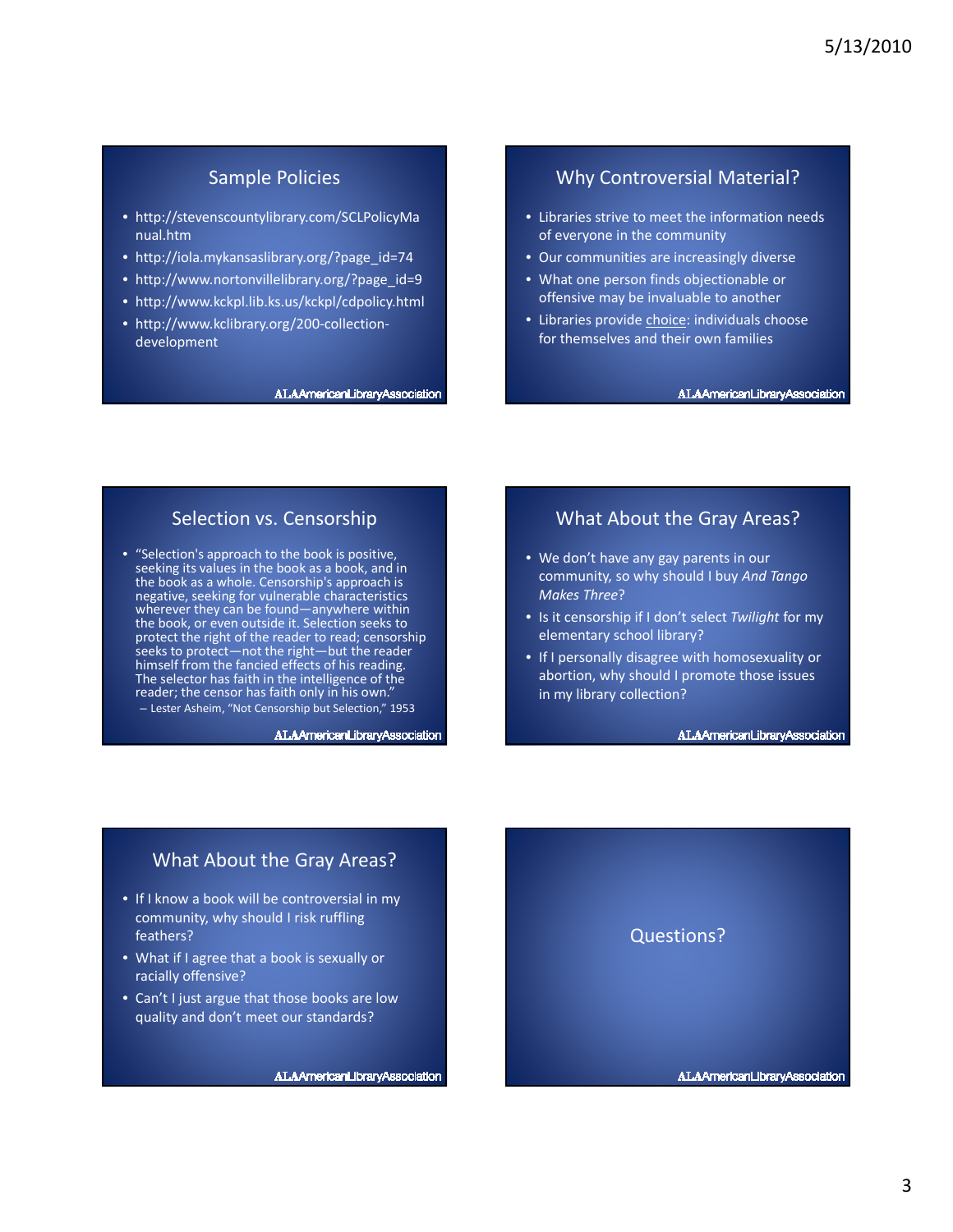## Sample Policies

- http://stevenscountylibrary.com/SCLPolicyManual.htm
- http://iola.mykansaslibrary.org/?page_id=74
- http://www.nortonvillelibrary.org/?page_id=9
- http://www.kckpl.lib.ks.us/kckpl/cdpolicy.html
- http://www.kclibrary.org/200-collection-development

ALA American Library Association

## Why Controversial Material?

- Libraries strive to meet the information needs of everyone in the community
- Our communities are increasingly diverse
- What one person finds objectionable or offensive may be invaluable to another
- Libraries provide <u>choice</u>: individuals choose for themselves and their own families

ALA American Library Association

## Selection vs. Censorship

- "Selection's approach to the book is positive, seeking its values in the book as a book, and in the book as a whole. Censorship's approach is negative, seeking for vulnerable characteristics wherever they can be found—anywhere within the book, or even outside it. Selection seeks to protect the right of the reader to read; censorship seeks to protect—not the right—but the reader himself from the fancied effects of his reading. The selector has faith in the intelligence of the reader; the censor has faith only in his own."
  – Lester Asheim, "Not Censorship but Selection," 1953

ALA American Library Association

## What About the Gray Areas?

- We don't have any gay parents in our community, so why should I buy *And Tango Makes Three*?
- Is it censorship if I don't select *Twilight* for my elementary school library?
- If I personally disagree with homosexuality or abortion, why should I promote those issues in my library collection?

ALA American Library Association

## What About the Gray Areas?

- If I know a book will be controversial in my community, why should I risk ruffling feathers?
- What if I agree that a book is sexually or racially offensive?
- Can't I just argue that those books are low quality and don't meet our standards?

ALA American Library Association

## Questions?

ALA American Library Association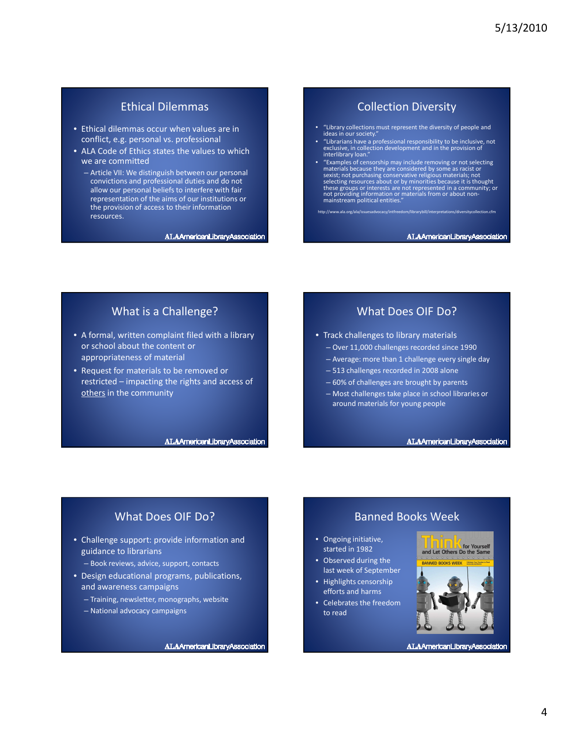## Ethical Dilemmas

- Ethical dilemmas occur when values are in conflict, e.g. personal vs. professional
- ALA Code of Ethics states the values to which we are committed
  - Article VII: We distinguish between our personal convictions and professional duties and do not allow our personal beliefs to interfere with fair representation of the aims of our institutions or the provision of access to their information resources.

ALA American Library Association

## Collection Diversity

- "Library collections must represent the diversity of people and ideas in our society."
- "Librarians have a professional responsibility to be inclusive, not exclusive, in collection development and in the provision of interlibrary loan."
- "Examples of censorship may include removing or not selecting materials because they are considered by some as racist or sexist; not purchasing conservative religious materials; not selecting resources about or by minorities because it is thought these groups or interests are not represented in a community; or not providing information or materials from or about non-mainstream political entities."

http://www.ala.org/ala/issuesadvocacy/intfreedom/librarybill/interpretations/diversitycollection.cfm

ALA American Library Association

## What is a Challenge?

- A formal, written complaint filed with a library or school about the content or appropriateness of material
- Request for materials to be removed or restricted – impacting the rights and access of others in the community

ALA American Library Association

## What Does OIF Do?

- Track challenges to library materials
  - Over 11,000 challenges recorded since 1990
  - Average: more than 1 challenge every single day
  - 513 challenges recorded in 2008 alone
  - 60% of challenges are brought by parents
  - Most challenges take place in school libraries or around materials for young people

ALA American Library Association

## What Does OIF Do?

- Challenge support: provide information and guidance to librarians
  - Book reviews, advice, support, contacts
- Design educational programs, publications, and awareness campaigns
  - Training, newsletter, monographs, website
  - National advocacy campaigns

ALA American Library Association

## Banned Books Week

- Ongoing initiative, started in 1982
- Observed during the last week of September
- Highlights censorship efforts and harms
- Celebrates the freedom to read

ALA American Library Association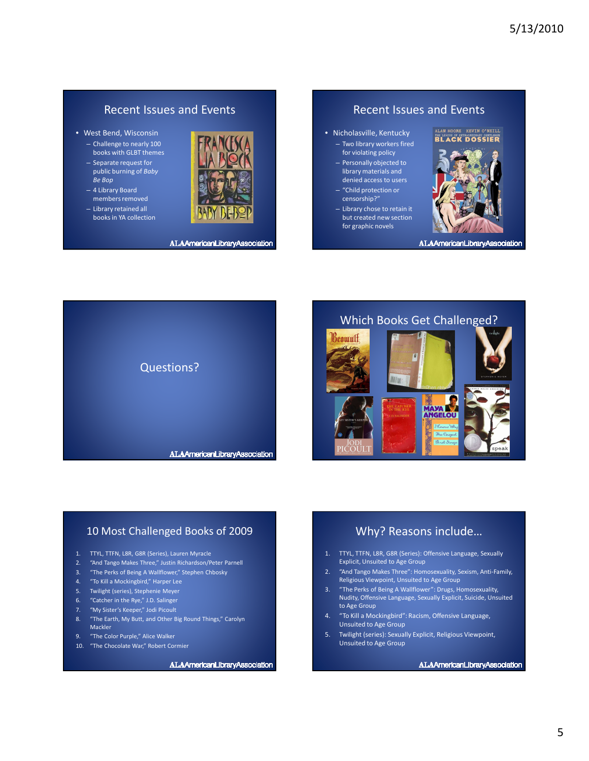## Recent Issues and Events

- West Bend, Wisconsin
  - Challenge to nearly 100 books with GLBT themes
  - Separate request for public burning of *Baby Be Bop*
  - 4 Library Board members removed
  - Library retained all books in YA collection

## Recent Issues and Events

- Nicholasville, Kentucky
  - Two library workers fired for violating policy
  - Personally objected to library materials and denied access to users
  - "Child protection or censorship?"
  - Library chose to retain it but created new section for graphic novels

## Questions?

## Which Books Get Challenged?

## 10 Most Challenged Books of 2009

1. TTYL, TTFN, L8R, G8R (Series), Lauren Myracle
2. "And Tango Makes Three," Justin Richardson/Peter Parnell
3. "The Perks of Being A Wallflower," Stephen Chbosky
4. "To Kill a Mockingbird," Harper Lee
5. Twilight (series), Stephenie Meyer
6. "Catcher in the Rye," J.D. Salinger
7. "My Sister's Keeper," Jodi Picoult
8. "The Earth, My Butt, and Other Big Round Things," Carolyn Mackler
9. "The Color Purple," Alice Walker
10. "The Chocolate War," Robert Cormier

## Why? Reasons include…

1. TTYL, TTFN, L8R, G8R (Series): Offensive Language, Sexually Explicit, Unsuited to Age Group
2. "And Tango Makes Three": Homosexuality, Sexism, Anti-Family, Religious Viewpoint, Unsuited to Age Group
3. "The Perks of Being A Wallflower": Drugs, Homosexuality, Nudity, Offensive Language, Sexually Explicit, Suicide, Unsuited to Age Group
4. "To Kill a Mockingbird": Racism, Offensive Language, Unsuited to Age Group
5. Twilight (series): Sexually Explicit, Religious Viewpoint, Unsuited to Age Group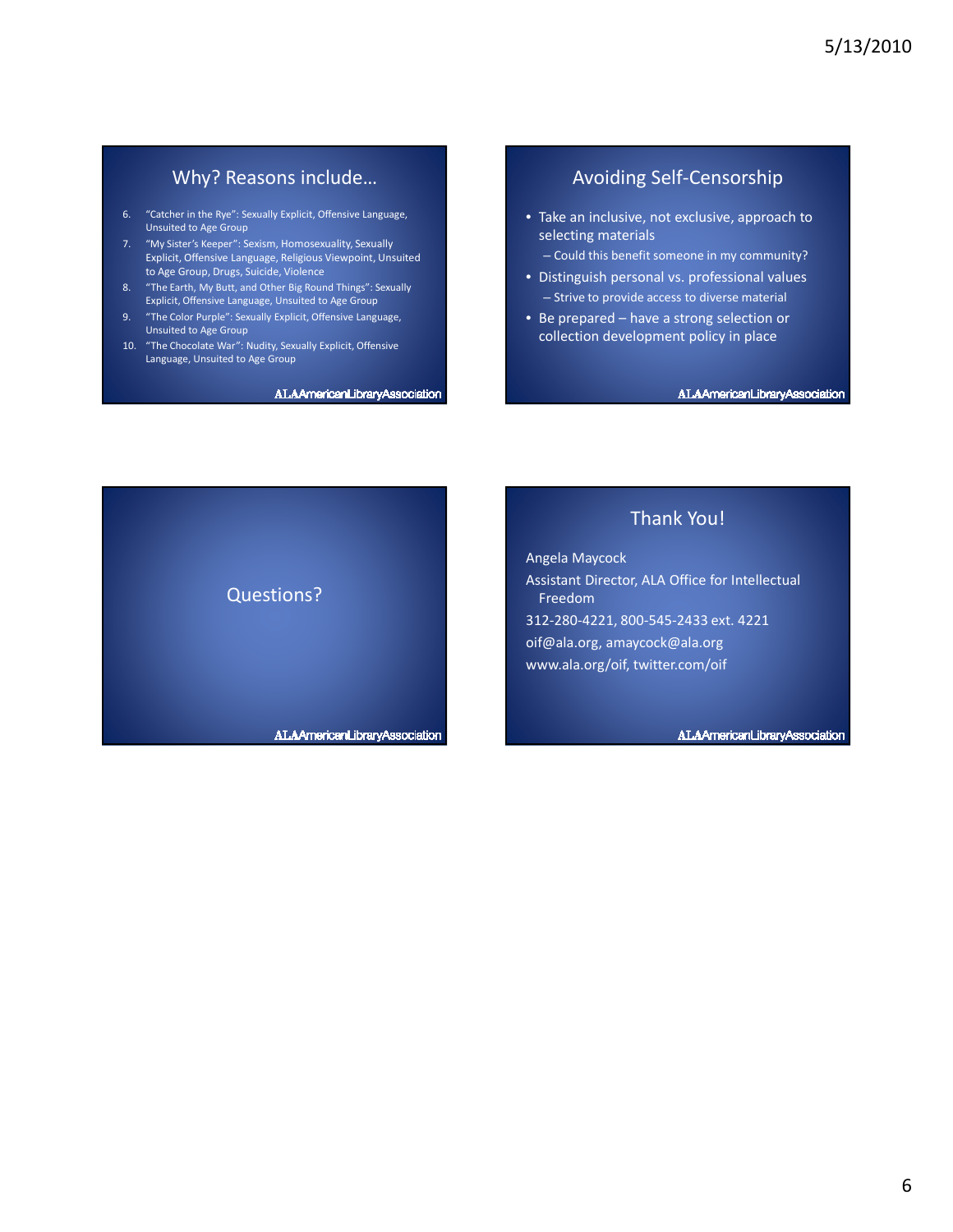## Why? Reasons include…

6. "Catcher in the Rye": Sexually Explicit, Offensive Language, Unsuited to Age Group
7. "My Sister's Keeper": Sexism, Homosexuality, Sexually Explicit, Offensive Language, Religious Viewpoint, Unsuited to Age Group, Drugs, Suicide, Violence
8. "The Earth, My Butt, and Other Big Round Things": Sexually Explicit, Offensive Language, Unsuited to Age Group
9. "The Color Purple": Sexually Explicit, Offensive Language, Unsuited to Age Group
10. "The Chocolate War": Nudity, Sexually Explicit, Offensive Language, Unsuited to Age Group

ALA American Library Association

## Avoiding Self-Censorship

- Take an inclusive, not exclusive, approach to selecting materials
  - Could this benefit someone in my community?
- Distinguish personal vs. professional values
  - Strive to provide access to diverse material
- Be prepared – have a strong selection or collection development policy in place

ALA American Library Association

## Questions?

ALA American Library Association

## Thank You!

Angela Maycock

Assistant Director, ALA Office for Intellectual Freedom

312-280-4221, 800-545-2433 ext. 4221

oif@ala.org, amaycock@ala.org

www.ala.org/oif, twitter.com/oif

ALA American Library Association